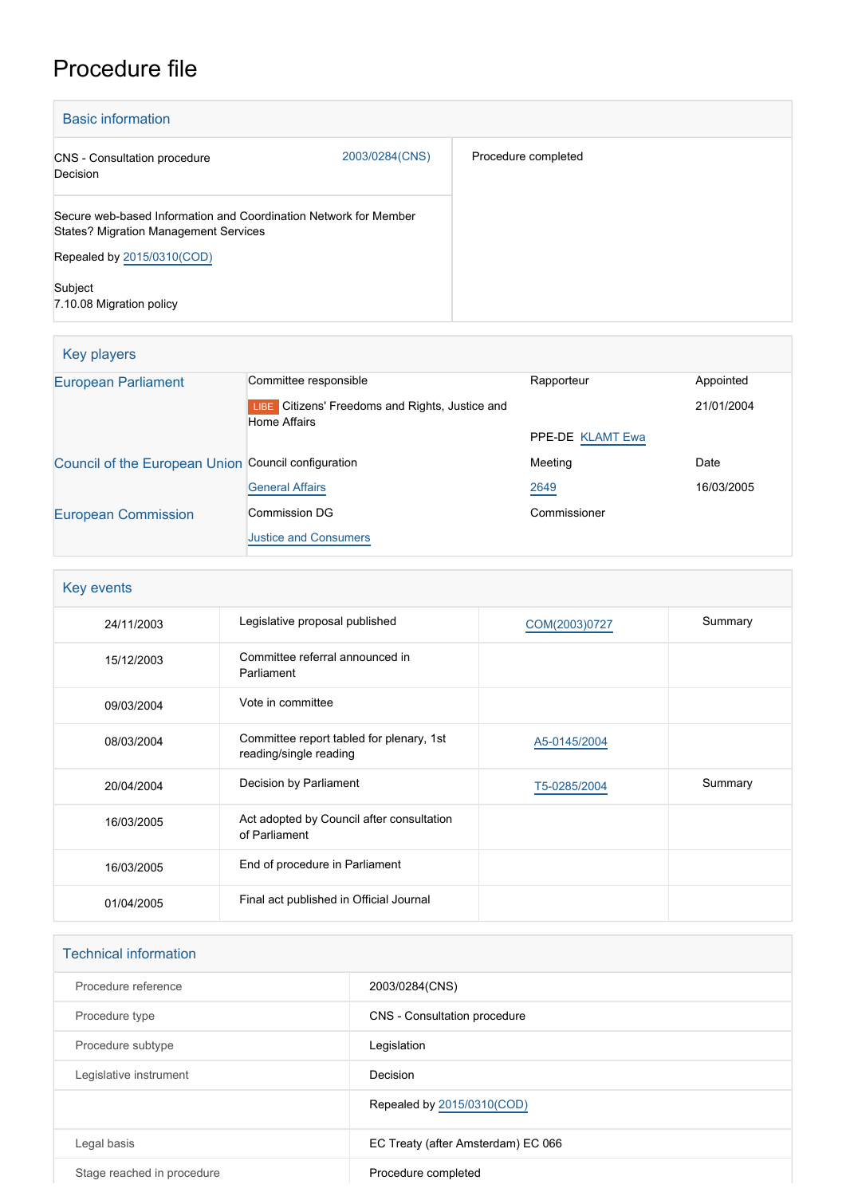# Procedure file

## Basic information

| | |
|---|---|
| CNS - Consultation procedure<br>Decision | 2003/0284(CNS) |
| Secure web-based Information and Coordination Network for Member States? Migration Management Services<br><br>Repealed by 2015/0310(COD)<br><br>Subject<br>7.10.08 Migration policy | |

Procedure completed

## Key players

| | | | |
|---|---|---|---|
| European Parliament | Committee responsible | Rapporteur | Appointed |
| | LIBE Citizens' Freedoms and Rights, Justice and Home Affairs | PPE-DE KLAMT Ewa | 21/01/2004 |
| Council of the European Union | Council configuration | Meeting | Date |
| | General Affairs | 2649 | 16/03/2005 |
| European Commission | Commission DG | Commissioner | |
| | Justice and Consumers | | |

## Key events

| | | | |
|---|---|---|---|
| 24/11/2003 | Legislative proposal published | COM(2003)0727 | Summary |
| 15/12/2003 | Committee referral announced in Parliament | | |
| 09/03/2004 | Vote in committee | | |
| 08/03/2004 | Committee report tabled for plenary, 1st reading/single reading | A5-0145/2004 | |
| 20/04/2004 | Decision by Parliament | T5-0285/2004 | Summary |
| 16/03/2005 | Act adopted by Council after consultation of Parliament | | |
| 16/03/2005 | End of procedure in Parliament | | |
| 01/04/2005 | Final act published in Official Journal | | |

## Technical information

| | |
|---|---|
| Procedure reference | 2003/0284(CNS) |
| Procedure type | CNS - Consultation procedure |
| Procedure subtype | Legislation |
| Legislative instrument | Decision |
| | Repealed by 2015/0310(COD) |
| Legal basis | EC Treaty (after Amsterdam) EC 066 |
| Stage reached in procedure | Procedure completed |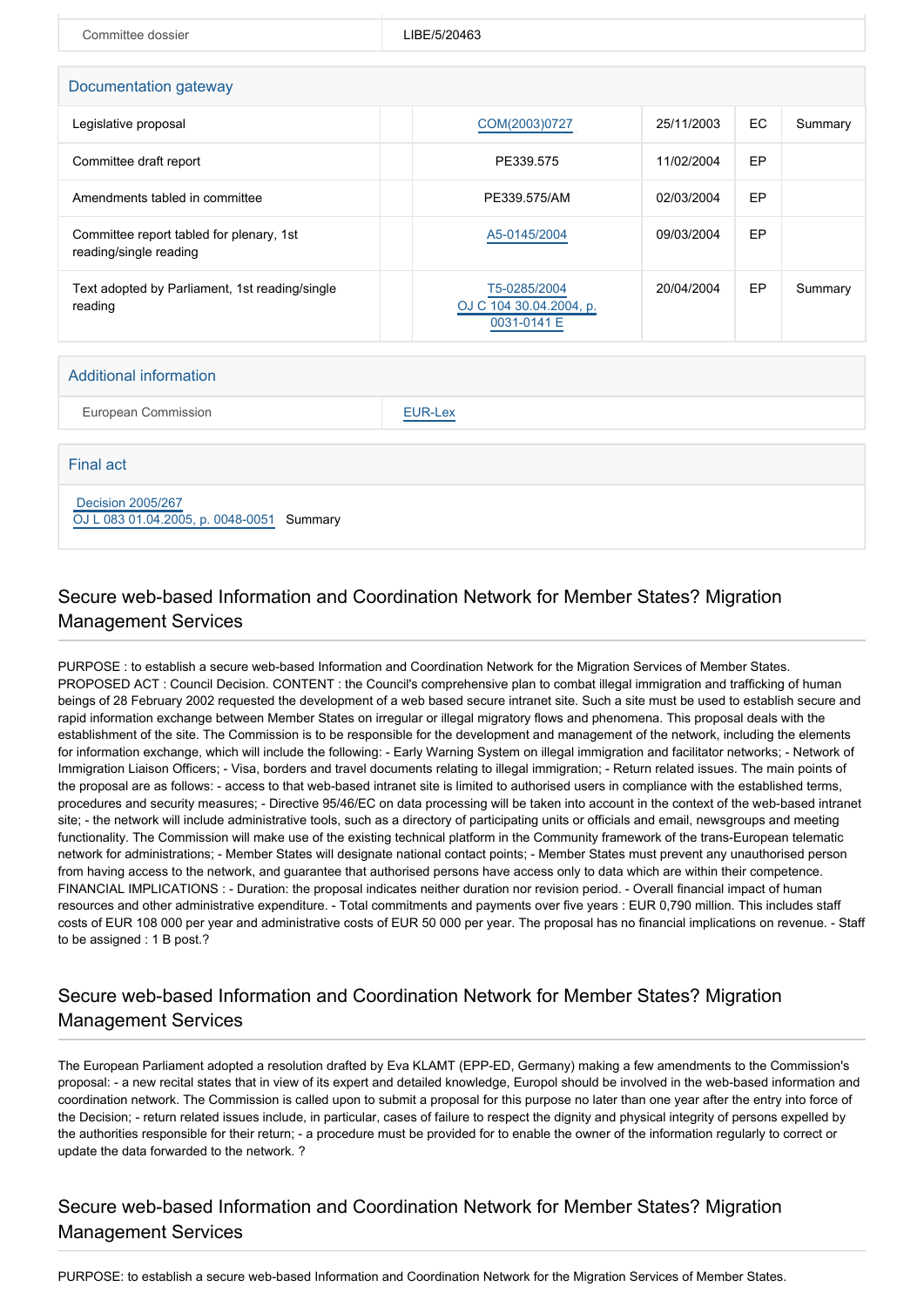| Committee dossier | LIBE/5/20463 |
|---|---|

## Documentation gateway

| | | | | | |
|---|---|---|---|---|---|
| Legislative proposal | | COM(2003)0727 | 25/11/2003 | EC | Summary |
| Committee draft report | | PE339.575 | 11/02/2004 | EP | |
| Amendments tabled in committee | | PE339.575/AM | 02/03/2004 | EP | |
| Committee report tabled for plenary, 1st reading/single reading | | A5-0145/2004 | 09/03/2004 | EP | |
| Text adopted by Parliament, 1st reading/single reading | | T5-0285/2004 OJ C 104 30.04.2004, p. 0031-0141 E | 20/04/2004 | EP | Summary |

## Additional information

| European Commission | EUR-Lex |
|---|---|

## Final act

Decision 2005/267
OJ L 083 01.04.2005, p. 0048-0051 Summary

## Secure web-based Information and Coordination Network for Member States? Migration Management Services

PURPOSE : to establish a secure web-based Information and Coordination Network for the Migration Services of Member States. PROPOSED ACT : Council Decision. CONTENT : the Council's comprehensive plan to combat illegal immigration and trafficking of human beings of 28 February 2002 requested the development of a web based secure intranet site. Such a site must be used to establish secure and rapid information exchange between Member States on irregular or illegal migratory flows and phenomena. This proposal deals with the establishment of the site. The Commission is to be responsible for the development and management of the network, including the elements for information exchange, which will include the following: - Early Warning System on illegal immigration and facilitator networks; - Network of Immigration Liaison Officers; - Visa, borders and travel documents relating to illegal immigration; - Return related issues. The main points of the proposal are as follows: - access to that web-based intranet site is limited to authorised users in compliance with the established terms, procedures and security measures; - Directive 95/46/EC on data processing will be taken into account in the context of the web-based intranet site; - the network will include administrative tools, such as a directory of participating units or officials and email, newsgroups and meeting functionality. The Commission will make use of the existing technical platform in the Community framework of the trans-European telematic network for administrations; - Member States will designate national contact points; - Member States must prevent any unauthorised person from having access to the network, and guarantee that authorised persons have access only to data which are within their competence. FINANCIAL IMPLICATIONS : - Duration: the proposal indicates neither duration nor revision period. - Overall financial impact of human resources and other administrative expenditure. - Total commitments and payments over five years : EUR 0,790 million. This includes staff costs of EUR 108 000 per year and administrative costs of EUR 50 000 per year. The proposal has no financial implications on revenue. - Staff to be assigned : 1 B post.?

## Secure web-based Information and Coordination Network for Member States? Migration Management Services

The European Parliament adopted a resolution drafted by Eva KLAMT (EPP-ED, Germany) making a few amendments to the Commission's proposal: - a new recital states that in view of its expert and detailed knowledge, Europol should be involved in the web-based information and coordination network. The Commission is called upon to submit a proposal for this purpose no later than one year after the entry into force of the Decision; - return related issues include, in particular, cases of failure to respect the dignity and physical integrity of persons expelled by the authorities responsible for their return; - a procedure must be provided for to enable the owner of the information regularly to correct or update the data forwarded to the network. ?

## Secure web-based Information and Coordination Network for Member States? Migration Management Services

PURPOSE: to establish a secure web-based Information and Coordination Network for the Migration Services of Member States.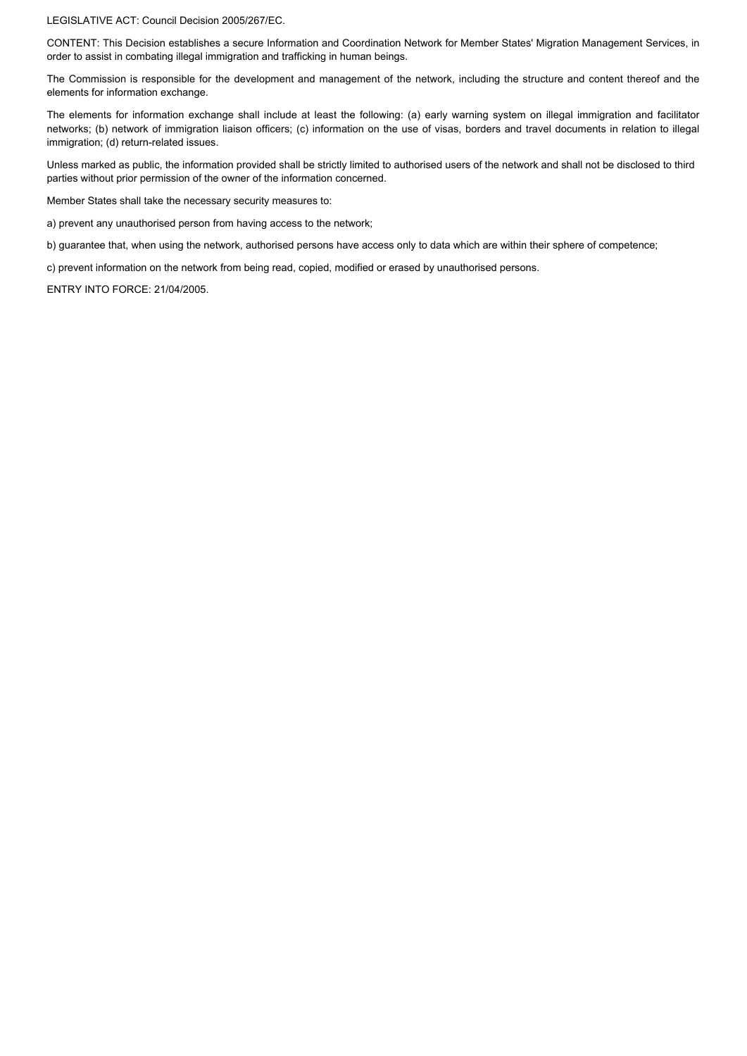LEGISLATIVE ACT: Council Decision 2005/267/EC.

CONTENT: This Decision establishes a secure Information and Coordination Network for Member States' Migration Management Services, in order to assist in combating illegal immigration and trafficking in human beings.

The Commission is responsible for the development and management of the network, including the structure and content thereof and the elements for information exchange.

The elements for information exchange shall include at least the following: (a) early warning system on illegal immigration and facilitator networks; (b) network of immigration liaison officers; (c) information on the use of visas, borders and travel documents in relation to illegal immigration; (d) return-related issues.

Unless marked as public, the information provided shall be strictly limited to authorised users of the network and shall not be disclosed to third parties without prior permission of the owner of the information concerned.

Member States shall take the necessary security measures to:

a) prevent any unauthorised person from having access to the network;

b) guarantee that, when using the network, authorised persons have access only to data which are within their sphere of competence;

c) prevent information on the network from being read, copied, modified or erased by unauthorised persons.

ENTRY INTO FORCE: 21/04/2005.